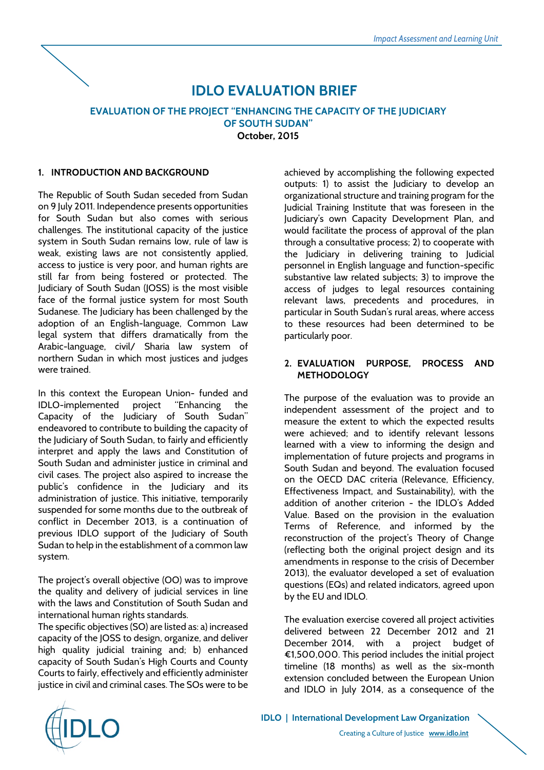# IDLO EVALUATION BRIEF

## EVALUATION OF THE PROJECT "ENHANCING THE CAPACITY OF THE JUDICIARY OF SOUTH SUDAN"

**October, 2015**

### 1. INTRODUCTION AND BACKGROUND

The Republic of South Sudan seceded from Sudan on 9 July 2011. Independence presents opportunities for South Sudan but also comes with serious challenges. The institutional capacity of the justice system in South Sudan remains low, rule of law is weak, existing laws are not consistently applied, access to justice is very poor, and human rights are still far from being fostered or protected. The Judiciary of South Sudan (JOSS) is the most visible face of the formal justice system for most South Sudanese. The Judiciary has been challenged by the adoption of an English-language, Common Law legal system that differs dramatically from the Arabic-language, civil/ Sharia law system of northern Sudan in which most justices and judges were trained.

In this context the European Union- funded and IDLO-implemented project "Enhancing the Capacity of the Judiciary of South Sudan" endeavored to contribute to building the capacity of the Judiciary of South Sudan, to fairly and efficiently interpret and apply the laws and Constitution of South Sudan and administer justice in criminal and civil cases. The project also aspired to increase the public's confidence in the Judiciary and its administration of justice. This initiative, temporarily suspended for some months due to the outbreak of conflict in December 2013, is a continuation of previous IDLO support of the Judiciary of South Sudan to help in the establishment of a common law system.

The project's overall objective (OO) was to improve the quality and delivery of judicial services in line with the laws and Constitution of South Sudan and international human rights standards.

The specific objectives (SO) are listed as: a) increased capacity of the JOSS to design, organize, and deliver high quality judicial training and; b) enhanced capacity of South Sudan's High Courts and County Courts to fairly, effectively and efficiently administer justice in civil and criminal cases. The SOs were to be achieved by accomplishing the following expected outputs: 1) to assist the Judiciary to develop an organizational structure and training program for the Judicial Training Institute that was foreseen in the Judiciary's own Capacity Development Plan, and would facilitate the process of approval of the plan through a consultative process; 2) to cooperate with the Judiciary in delivering training to Judicial personnel in English language and function-specific substantive law related subjects; 3) to improve the access of judges to legal resources containing relevant laws, precedents and procedures, in particular in South Sudan's rural areas, where access to these resources had been determined to be particularly poor.

### 2. EVALUATION PURPOSE, PROCESS AND METHODOLOGY

The purpose of the evaluation was to provide an independent assessment of the project and to measure the extent to which the expected results were achieved; and to identify relevant lessons learned with a view to informing the design and implementation of future projects and programs in South Sudan and beyond. The evaluation focused on the OECD DAC criteria (Relevance, Efficiency, Effectiveness Impact, and Sustainability), with the addition of another criterion - the IDLO's Added Value. Based on the provision in the evaluation Terms of Reference, and informed by the reconstruction of the project's Theory of Change (reflecting both the original project design and its amendments in response to the crisis of December 2013), the evaluator developed a set of evaluation questions (EQs) and related indicators, agreed upon by the EU and IDLO.

The evaluation exercise covered all project activities delivered between 22 December 2012 and 21 December 2014, with a project budget of €1,500,000. This period includes the initial project timeline (18 months) as well as the six-month extension concluded between the European Union and IDLO in July 2014, as a consequence of the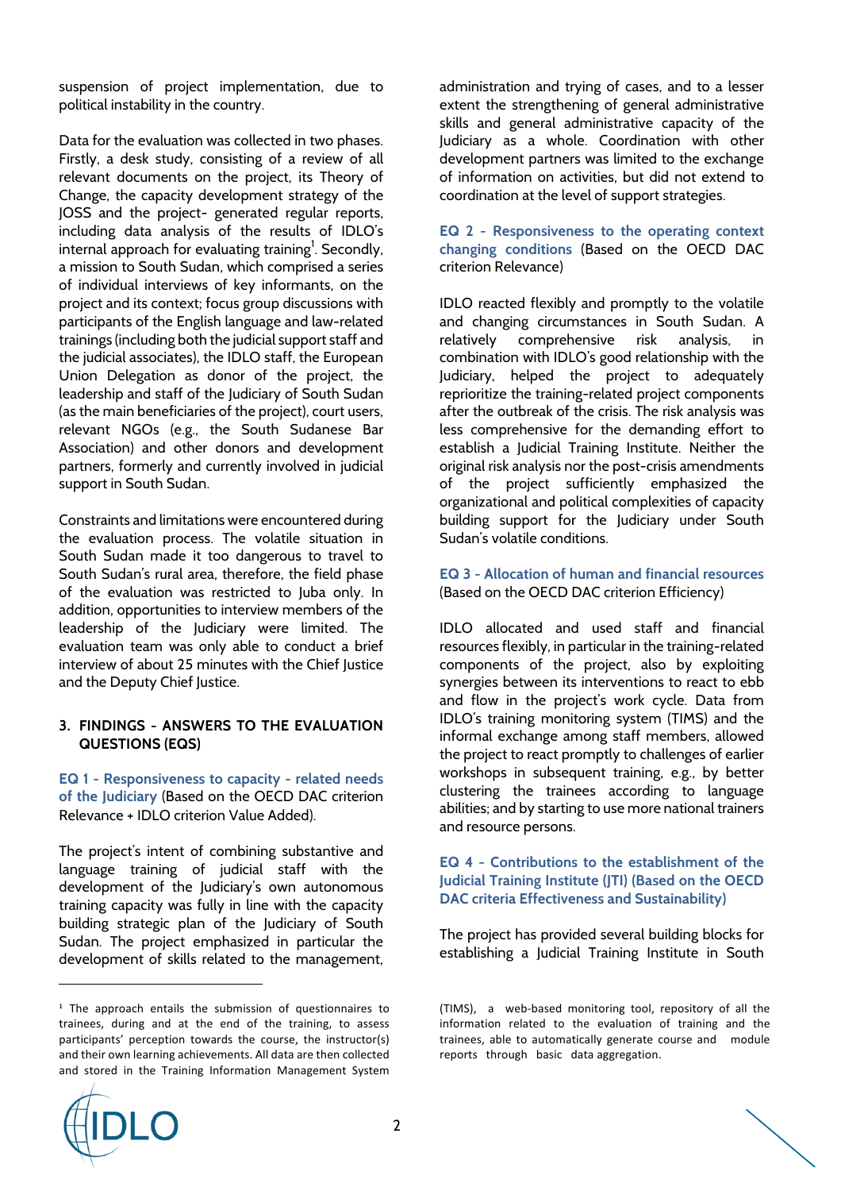suspension of project implementation, due to political instability in the country.

Data for the evaluation was collected in two phases. Firstly, a desk study, consisting of a review of all relevant documents on the project, its Theory of Change, the capacity development strategy of the JOSS and the project- generated regular reports, including data analysis of the results of IDLO's internal approach for evaluating training[1]. Secondly, a mission to South Sudan, which comprised a series of individual interviews of key informants, on the project and its context; focus group discussions with participants of the English language and law-related trainings (including both the judicial support staff and the judicial associates), the IDLO staff, the European Union Delegation as donor of the project, the leadership and staff of the Judiciary of South Sudan (as the main beneficiaries of the project), court users, relevant NGOs (e.g., the South Sudanese Bar Association) and other donors and development partners, formerly and currently involved in judicial support in South Sudan.

Constraints and limitations were encountered during the evaluation process. The volatile situation in South Sudan made it too dangerous to travel to South Sudan's rural area, therefore, the field phase of the evaluation was restricted to Juba only. In addition, opportunities to interview members of the leadership of the Judiciary were limited. The evaluation team was only able to conduct a brief interview of about 25 minutes with the Chief Justice and the Deputy Chief Justice.

## 3. FINDINGS - ANSWERS TO THE EVALUATION QUESTIONS (EQS)

**EQ 1 - Responsiveness to capacity - related needs of the Judiciary** (Based on the OECD DAC criterion Relevance + IDLO criterion Value Added).

The project's intent of combining substantive and language training of judicial staff with the development of the Judiciary's own autonomous training capacity was fully in line with the capacity building strategic plan of the Judiciary of South Sudan. The project emphasized in particular the development of skills related to the management, administration and trying of cases, and to a lesser extent the strengthening of general administrative skills and general administrative capacity of the Judiciary as a whole. Coordination with other development partners was limited to the exchange of information on activities, but did not extend to coordination at the level of support strategies.

**EQ 2 - Responsiveness to the operating context changing conditions** (Based on the OECD DAC criterion Relevance)

IDLO reacted flexibly and promptly to the volatile and changing circumstances in South Sudan. A relatively comprehensive risk analysis, in combination with IDLO's good relationship with the Judiciary, helped the project to adequately reprioritize the training-related project components after the outbreak of the crisis. The risk analysis was less comprehensive for the demanding effort to establish a Judicial Training Institute. Neither the original risk analysis nor the post-crisis amendments of the project sufficiently emphasized the organizational and political complexities of capacity building support for the Judiciary under South Sudan's volatile conditions.

**EQ 3 - Allocation of human and financial resources** (Based on the OECD DAC criterion Efficiency)

IDLO allocated and used staff and financial resources flexibly, in particular in the training-related components of the project, also by exploiting synergies between its interventions to react to ebb and flow in the project's work cycle. Data from IDLO's training monitoring system (TIMS) and the informal exchange among staff members, allowed the project to react promptly to challenges of earlier workshops in subsequent training, e.g., by better clustering the trainees according to language abilities; and by starting to use more national trainers and resource persons.

**EQ 4 - Contributions to the establishment of the Judicial Training Institute (JTI) (Based on the OECD DAC criteria Effectiveness and Sustainability)**

The project has provided several building blocks for establishing a Judicial Training Institute in South

[1] The approach entails the submission of questionnaires to trainees, during and at the end of the training, to assess participants' perception towards the course, the instructor(s) and their own learning achievements. All data are then collected and stored in the Training Information Management System (TIMS), a web-based monitoring tool, repository of all the information related to the evaluation of training and the trainees, able to automatically generate course and module reports through basic data aggregation.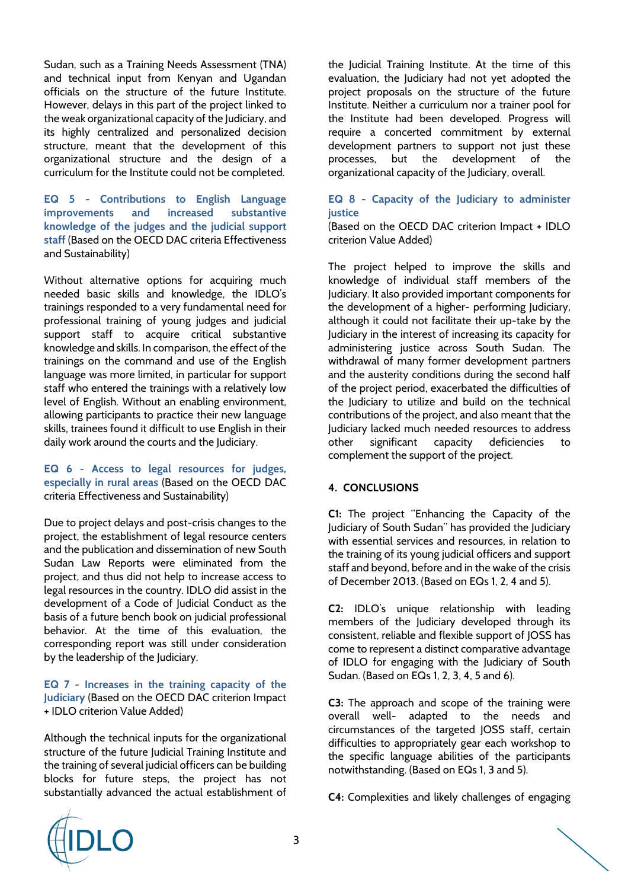Sudan, such as a Training Needs Assessment (TNA) and technical input from Kenyan and Ugandan officials on the structure of the future Institute. However, delays in this part of the project linked to the weak organizational capacity of the Judiciary, and its highly centralized and personalized decision structure, meant that the development of this organizational structure and the design of a curriculum for the Institute could not be completed.

**EQ 5 - Contributions to English Language improvements and increased substantive knowledge of the judges and the judicial support staff** (Based on the OECD DAC criteria Effectiveness and Sustainability)

Without alternative options for acquiring much needed basic skills and knowledge, the IDLO's trainings responded to a very fundamental need for professional training of young judges and judicial support staff to acquire critical substantive knowledge and skills. In comparison, the effect of the trainings on the command and use of the English language was more limited, in particular for support staff who entered the trainings with a relatively low level of English. Without an enabling environment, allowing participants to practice their new language skills, trainees found it difficult to use English in their daily work around the courts and the Judiciary.

**EQ 6 - Access to legal resources for judges, especially in rural areas** (Based on the OECD DAC criteria Effectiveness and Sustainability)

Due to project delays and post-crisis changes to the project, the establishment of legal resource centers and the publication and dissemination of new South Sudan Law Reports were eliminated from the project, and thus did not help to increase access to legal resources in the country. IDLO did assist in the development of a Code of Judicial Conduct as the basis of a future bench book on judicial professional behavior. At the time of this evaluation, the corresponding report was still under consideration by the leadership of the Judiciary.

**EQ 7 - Increases in the training capacity of the Judiciary** (Based on the OECD DAC criterion Impact + IDLO criterion Value Added)

Although the technical inputs for the organizational structure of the future Judicial Training Institute and the training of several judicial officers can be building blocks for future steps, the project has not substantially advanced the actual establishment of the Judicial Training Institute. At the time of this evaluation, the Judiciary had not yet adopted the project proposals on the structure of the future Institute. Neither a curriculum nor a trainer pool for the Institute had been developed. Progress will require a concerted commitment by external development partners to support not just these processes, but the development of the organizational capacity of the Judiciary, overall.

**EQ 8 - Capacity of the Judiciary to administer justice**
(Based on the OECD DAC criterion Impact + IDLO criterion Value Added)

The project helped to improve the skills and knowledge of individual staff members of the Judiciary. It also provided important components for the development of a higher- performing Judiciary, although it could not facilitate their up-take by the Judiciary in the interest of increasing its capacity for administering justice across South Sudan. The withdrawal of many former development partners and the austerity conditions during the second half of the project period, exacerbated the difficulties of the Judiciary to utilize and build on the technical contributions of the project, and also meant that the Judiciary lacked much needed resources to address other significant capacity deficiencies to complement the support of the project.

## 4. CONCLUSIONS

**C1:** The project "Enhancing the Capacity of the Judiciary of South Sudan" has provided the Judiciary with essential services and resources, in relation to the training of its young judicial officers and support staff and beyond, before and in the wake of the crisis of December 2013. (Based on EQs 1, 2, 4 and 5).

**C2:** IDLO's unique relationship with leading members of the Judiciary developed through its consistent, reliable and flexible support of JOSS has come to represent a distinct comparative advantage of IDLO for engaging with the Judiciary of South Sudan. (Based on EQs 1, 2, 3, 4, 5 and 6).

**C3:** The approach and scope of the training were overall well- adapted to the needs and circumstances of the targeted JOSS staff, certain difficulties to appropriately gear each workshop to the specific language abilities of the participants notwithstanding. (Based on EQs 1, 3 and 5).

**C4:** Complexities and likely challenges of engaging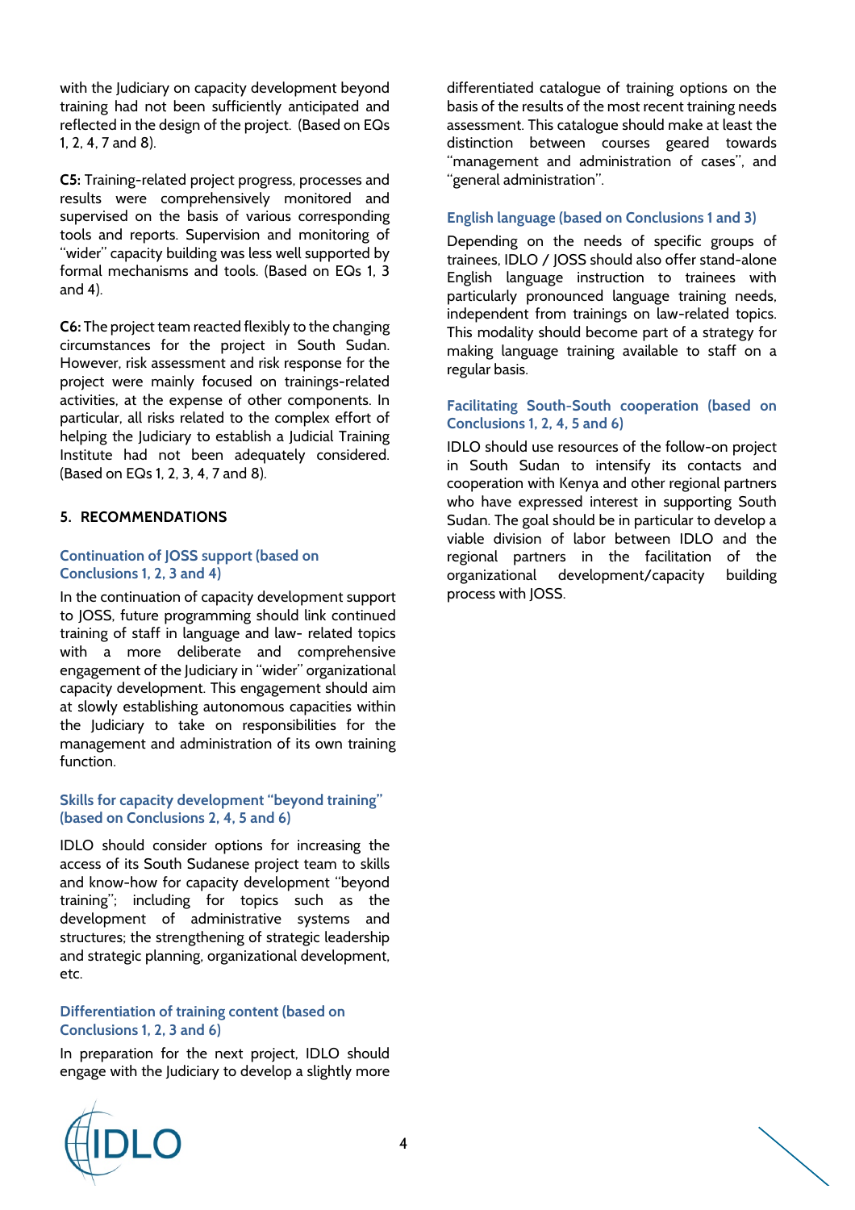with the Judiciary on capacity development beyond training had not been sufficiently anticipated and reflected in the design of the project. (Based on EQs 1, 2, 4, 7 and 8).

**C5:** Training-related project progress, processes and results were comprehensively monitored and supervised on the basis of various corresponding tools and reports. Supervision and monitoring of "wider" capacity building was less well supported by formal mechanisms and tools. (Based on EQs 1, 3 and 4).

**C6:** The project team reacted flexibly to the changing circumstances for the project in South Sudan. However, risk assessment and risk response for the project were mainly focused on trainings-related activities, at the expense of other components. In particular, all risks related to the complex effort of helping the Judiciary to establish a Judicial Training Institute had not been adequately considered. (Based on EQs 1, 2, 3, 4, 7 and 8).

## 5. RECOMMENDATIONS

### Continuation of JOSS support (based on Conclusions 1, 2, 3 and 4)

In the continuation of capacity development support to JOSS, future programming should link continued training of staff in language and law- related topics with a more deliberate and comprehensive engagement of the Judiciary in "wider" organizational capacity development. This engagement should aim at slowly establishing autonomous capacities within the Judiciary to take on responsibilities for the management and administration of its own training function.

### Skills for capacity development "beyond training" (based on Conclusions 2, 4, 5 and 6)

IDLO should consider options for increasing the access of its South Sudanese project team to skills and know-how for capacity development "beyond training"; including for topics such as the development of administrative systems and structures; the strengthening of strategic leadership and strategic planning, organizational development, etc.

### Differentiation of training content (based on Conclusions 1, 2, 3 and 6)

In preparation for the next project, IDLO should engage with the Judiciary to develop a slightly more differentiated catalogue of training options on the basis of the results of the most recent training needs assessment. This catalogue should make at least the distinction between courses geared towards "management and administration of cases", and "general administration".

### English language (based on Conclusions 1 and 3)

Depending on the needs of specific groups of trainees, IDLO / JOSS should also offer stand-alone English language instruction to trainees with particularly pronounced language training needs, independent from trainings on law-related topics. This modality should become part of a strategy for making language training available to staff on a regular basis.

### Facilitating South-South cooperation (based on Conclusions 1, 2, 4, 5 and 6)

IDLO should use resources of the follow-on project in South Sudan to intensify its contacts and cooperation with Kenya and other regional partners who have expressed interest in supporting South Sudan. The goal should be in particular to develop a viable division of labor between IDLO and the regional partners in the facilitation of the organizational development/capacity building process with JOSS.